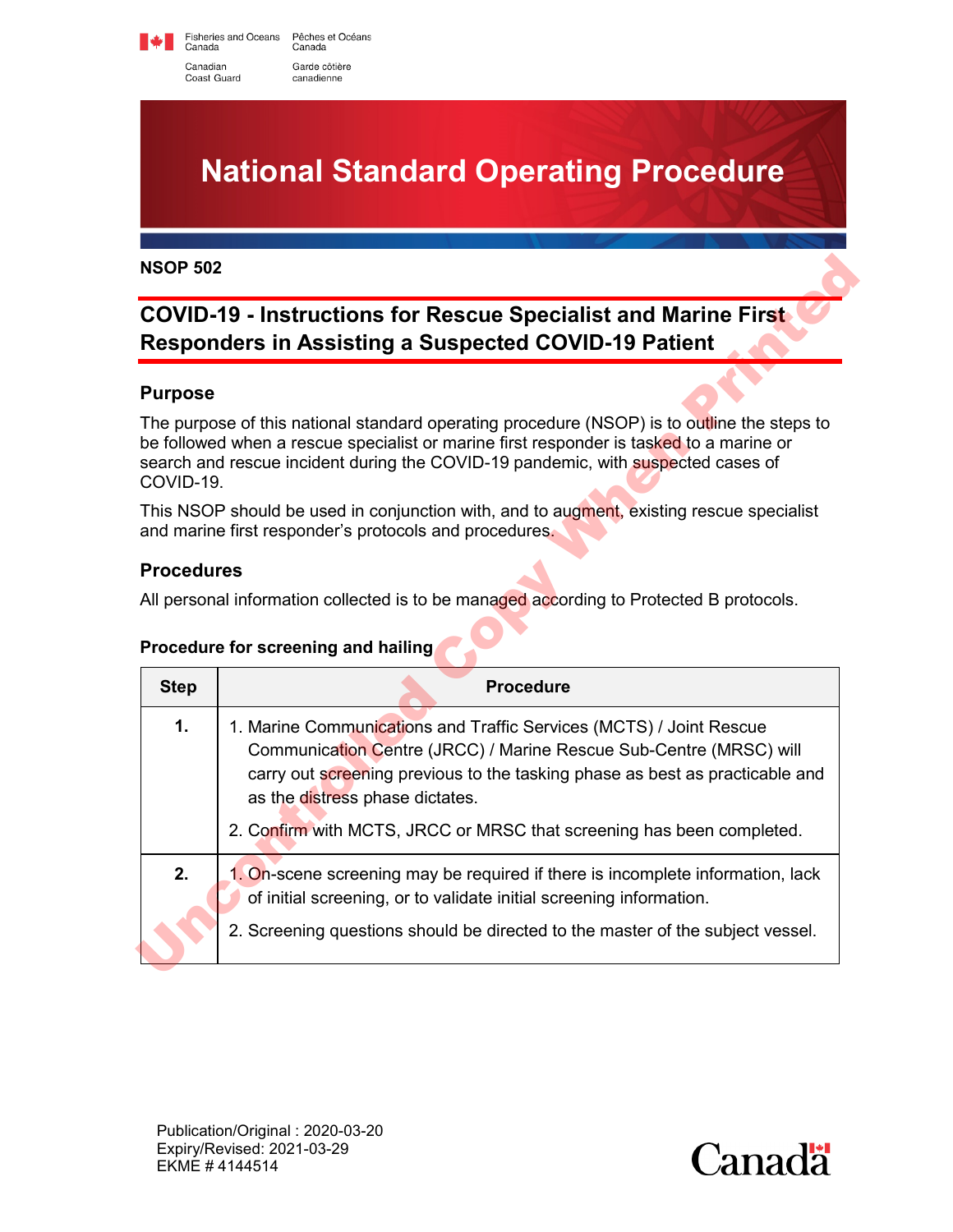Fisheries and Oceans Canada / Pêches et Océans Canada

Canadian Coast Guard / Garde côtière canadienne

# National Standard Operating Procedure

**NSOP 502**

## COVID-19 - Instructions for Rescue Specialist and Marine First Responders in Assisting a Suspected COVID-19 Patient

### Purpose

The purpose of this national standard operating procedure (NSOP) is to outline the steps to be followed when a rescue specialist or marine first responder is tasked to a marine or search and rescue incident during the COVID-19 pandemic, with suspected cases of COVID-19.

This NSOP should be used in conjunction with, and to augment, existing rescue specialist and marine first responder's protocols and procedures.

### Procedures

All personal information collected is to be managed according to Protected B protocols.

#### Procedure for screening and hailing

| Step | Procedure |
|---|---|
| **1.** | 1. Marine Communications and Traffic Services (MCTS) / Joint Rescue Communication Centre (JRCC) / Marine Rescue Sub-Centre (MRSC) will carry out screening previous to the tasking phase as best as practicable and as the distress phase dictates.<br>2. Confirm with MCTS, JRCC or MRSC that screening has been completed. |
| **2.** | 1. On-scene screening may be required if there is incomplete information, lack of initial screening, or to validate initial screening information.<br>2. Screening questions should be directed to the master of the subject vessel. |

Publication/Original : 2020-03-20
Expiry/Revised: 2021-03-29
EKME # 4144514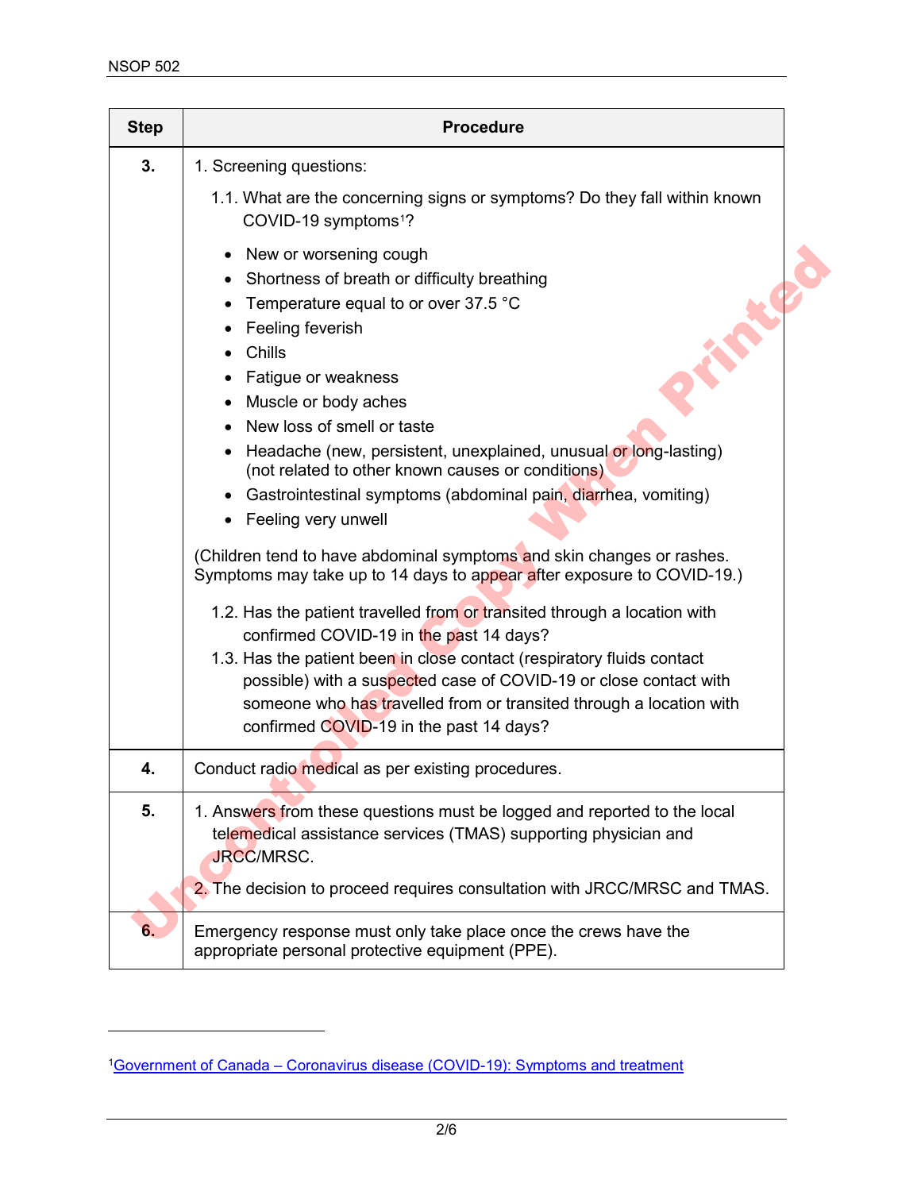| Step | Procedure |
|---|---|
| **3.** | 1. Screening questions:<br>1.1. What are the concerning signs or symptoms? Do they fall within known COVID-19 symptoms[1]?<br>• New or worsening cough<br>• Shortness of breath or difficulty breathing<br>• Temperature equal to or over 37.5 °C<br>• Feeling feverish<br>• Chills<br>• Fatigue or weakness<br>• Muscle or body aches<br>• New loss of smell or taste<br>• Headache (new, persistent, unexplained, unusual or long-lasting) (not related to other known causes or conditions)<br>• Gastrointestinal symptoms (abdominal pain, diarrhea, vomiting)<br>• Feeling very unwell<br>(Children tend to have abdominal symptoms and skin changes or rashes. Symptoms may take up to 14 days to appear after exposure to COVID-19.)<br>1.2. Has the patient travelled from or transited through a location with confirmed COVID-19 in the past 14 days?<br>1.3. Has the patient been in close contact (respiratory fluids contact possible) with a suspected case of COVID-19 or close contact with someone who has travelled from or transited through a location with confirmed COVID-19 in the past 14 days? |
| **4.** | Conduct radio medical as per existing procedures. |
| **5.** | 1. Answers from these questions must be logged and reported to the local telemedical assistance services (TMAS) supporting physician and JRCC/MRSC.<br>2. The decision to proceed requires consultation with JRCC/MRSC and TMAS. |
| **6.** | Emergency response must only take place once the crews have the appropriate personal protective equipment (PPE). |

[1] Government of Canada – Coronavirus disease (COVID-19): Symptoms and treatment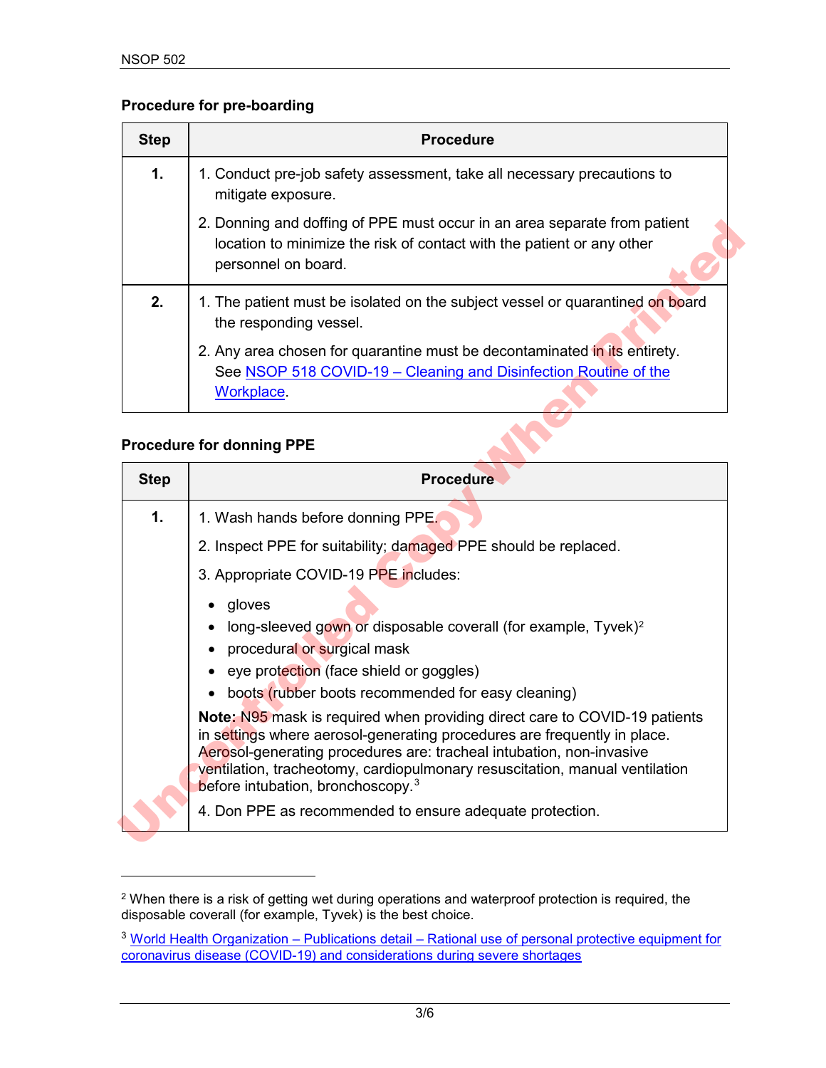**Procedure for pre-boarding**

| Step | Procedure |
|---|---|
| **1.** | 1. Conduct pre-job safety assessment, take all necessary precautions to mitigate exposure.<br><br>2. Donning and doffing of PPE must occur in an area separate from patient location to minimize the risk of contact with the patient or any other personnel on board. |
| **2.** | 1. The patient must be isolated on the subject vessel or quarantined on board the responding vessel.<br><br>2. Any area chosen for quarantine must be decontaminated in its entirety. See NSOP 518 COVID-19 – Cleaning and Disinfection Routine of the Workplace. |

**Procedure for donning PPE**

| Step | Procedure |
|---|---|
| **1.** | 1. Wash hands before donning PPE.<br><br>2. Inspect PPE for suitability; damaged PPE should be replaced.<br><br>3. Appropriate COVID-19 PPE includes:<br><br>• gloves<br>• long-sleeved gown or disposable coverall (for example, Tyvek)[2]<br>• procedural or surgical mask<br>• eye protection (face shield or goggles)<br>• boots (rubber boots recommended for easy cleaning)<br><br>**Note:** N95 mask is required when providing direct care to COVID-19 patients in settings where aerosol-generating procedures are frequently in place. Aerosol-generating procedures are: tracheal intubation, non-invasive ventilation, tracheotomy, cardiopulmonary resuscitation, manual ventilation before intubation, bronchoscopy.[3]<br><br>4. Don PPE as recommended to ensure adequate protection. |

[2] When there is a risk of getting wet during operations and waterproof protection is required, the disposable coverall (for example, Tyvek) is the best choice.

[3] World Health Organization – Publications detail – Rational use of personal protective equipment for coronavirus disease (COVID-19) and considerations during severe shortages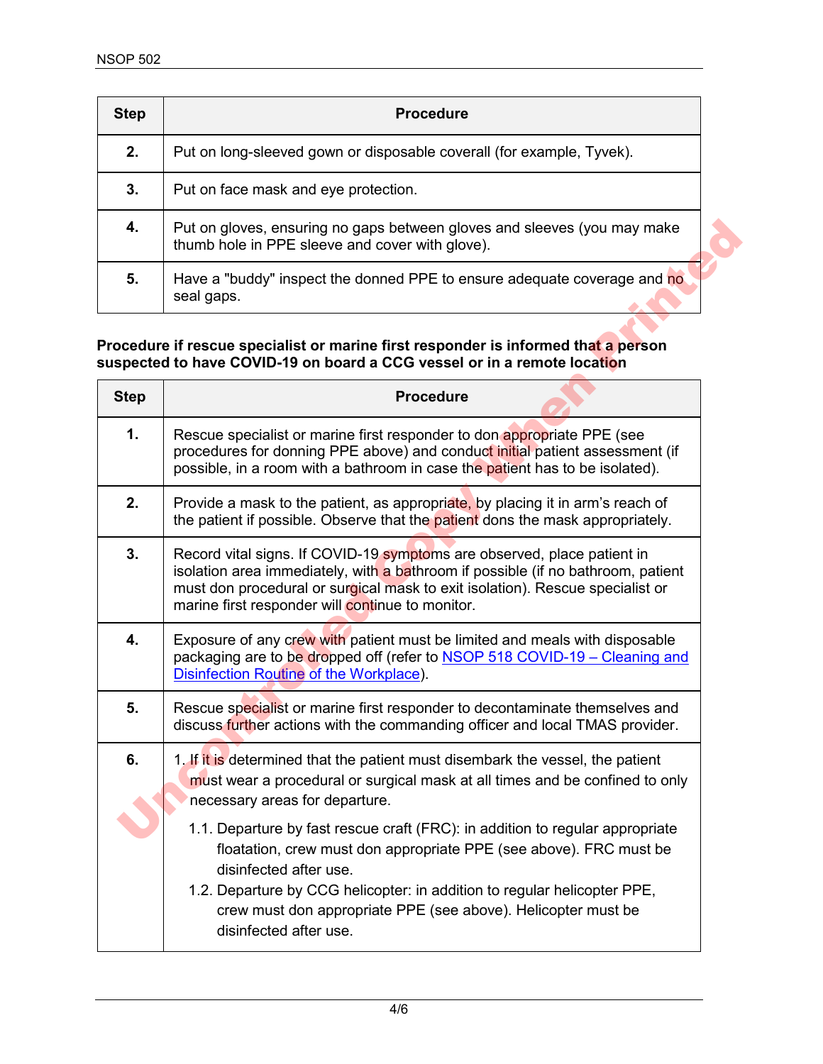| Step | Procedure |
|---|---|
| **2.** | Put on long-sleeved gown or disposable coverall (for example, Tyvek). |
| **3.** | Put on face mask and eye protection. |
| **4.** | Put on gloves, ensuring no gaps between gloves and sleeves (you may make thumb hole in PPE sleeve and cover with glove). |
| **5.** | Have a "buddy" inspect the donned PPE to ensure adequate coverage and no seal gaps. |

**Procedure if rescue specialist or marine first responder is informed that a person suspected to have COVID-19 on board a CCG vessel or in a remote location**

| Step | Procedure |
|---|---|
| **1.** | Rescue specialist or marine first responder to don appropriate PPE (see procedures for donning PPE above) and conduct initial patient assessment (if possible, in a room with a bathroom in case the patient has to be isolated). |
| **2.** | Provide a mask to the patient, as appropriate, by placing it in arm's reach of the patient if possible. Observe that the patient dons the mask appropriately. |
| **3.** | Record vital signs. If COVID-19 symptoms are observed, place patient in isolation area immediately, with a bathroom if possible (if no bathroom, patient must don procedural or surgical mask to exit isolation). Rescue specialist or marine first responder will continue to monitor. |
| **4.** | Exposure of any crew with patient must be limited and meals with disposable packaging are to be dropped off (refer to NSOP 518 COVID-19 – Cleaning and Disinfection Routine of the Workplace). |
| **5.** | Rescue specialist or marine first responder to decontaminate themselves and discuss further actions with the commanding officer and local TMAS provider. |
| **6.** | 1. If it is determined that the patient must disembark the vessel, the patient must wear a procedural or surgical mask at all times and be confined to only necessary areas for departure.<br>1.1. Departure by fast rescue craft (FRC): in addition to regular appropriate floatation, crew must don appropriate PPE (see above). FRC must be disinfected after use.<br>1.2. Departure by CCG helicopter: in addition to regular helicopter PPE, crew must don appropriate PPE (see above). Helicopter must be disinfected after use. |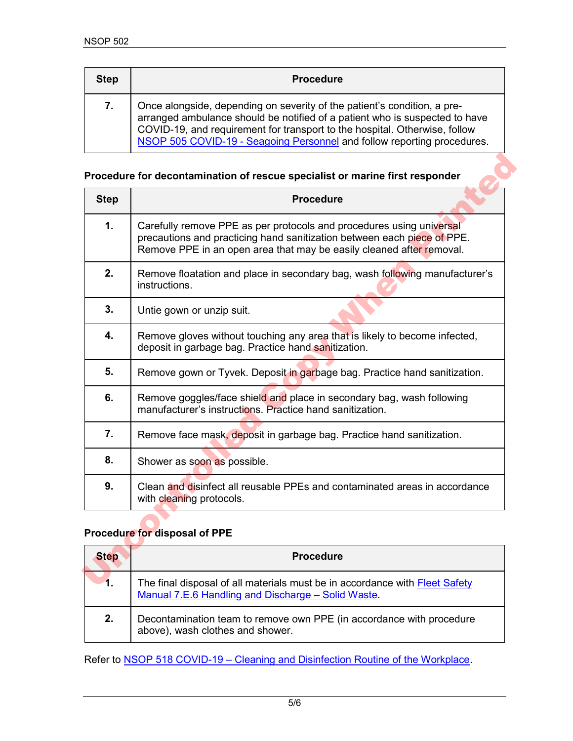| Step | Procedure |
| --- | --- |
| **7.** | Once alongside, depending on severity of the patient's condition, a pre-arranged ambulance should be notified of a patient who is suspected to have COVID-19, and requirement for transport to the hospital. Otherwise, follow NSOP 505 COVID-19 - Seagoing Personnel and follow reporting procedures. |

**Procedure for decontamination of rescue specialist or marine first responder**

| Step | Procedure |
| --- | --- |
| **1.** | Carefully remove PPE as per protocols and procedures using universal precautions and practicing hand sanitization between each piece of PPE. Remove PPE in an open area that may be easily cleaned after removal. |
| **2.** | Remove floatation and place in secondary bag, wash following manufacturer's instructions. |
| **3.** | Untie gown or unzip suit. |
| **4.** | Remove gloves without touching any area that is likely to become infected, deposit in garbage bag. Practice hand sanitization. |
| **5.** | Remove gown or Tyvek. Deposit in garbage bag. Practice hand sanitization. |
| **6.** | Remove goggles/face shield and place in secondary bag, wash following manufacturer's instructions. Practice hand sanitization. |
| **7.** | Remove face mask, deposit in garbage bag. Practice hand sanitization. |
| **8.** | Shower as soon as possible. |
| **9.** | Clean and disinfect all reusable PPEs and contaminated areas in accordance with cleaning protocols. |

**Procedure for disposal of PPE**

| Step | Procedure |
| --- | --- |
| **1.** | The final disposal of all materials must be in accordance with Fleet Safety Manual 7.E.6 Handling and Discharge – Solid Waste. |
| **2.** | Decontamination team to remove own PPE (in accordance with procedure above), wash clothes and shower. |

Refer to NSOP 518 COVID-19 – Cleaning and Disinfection Routine of the Workplace.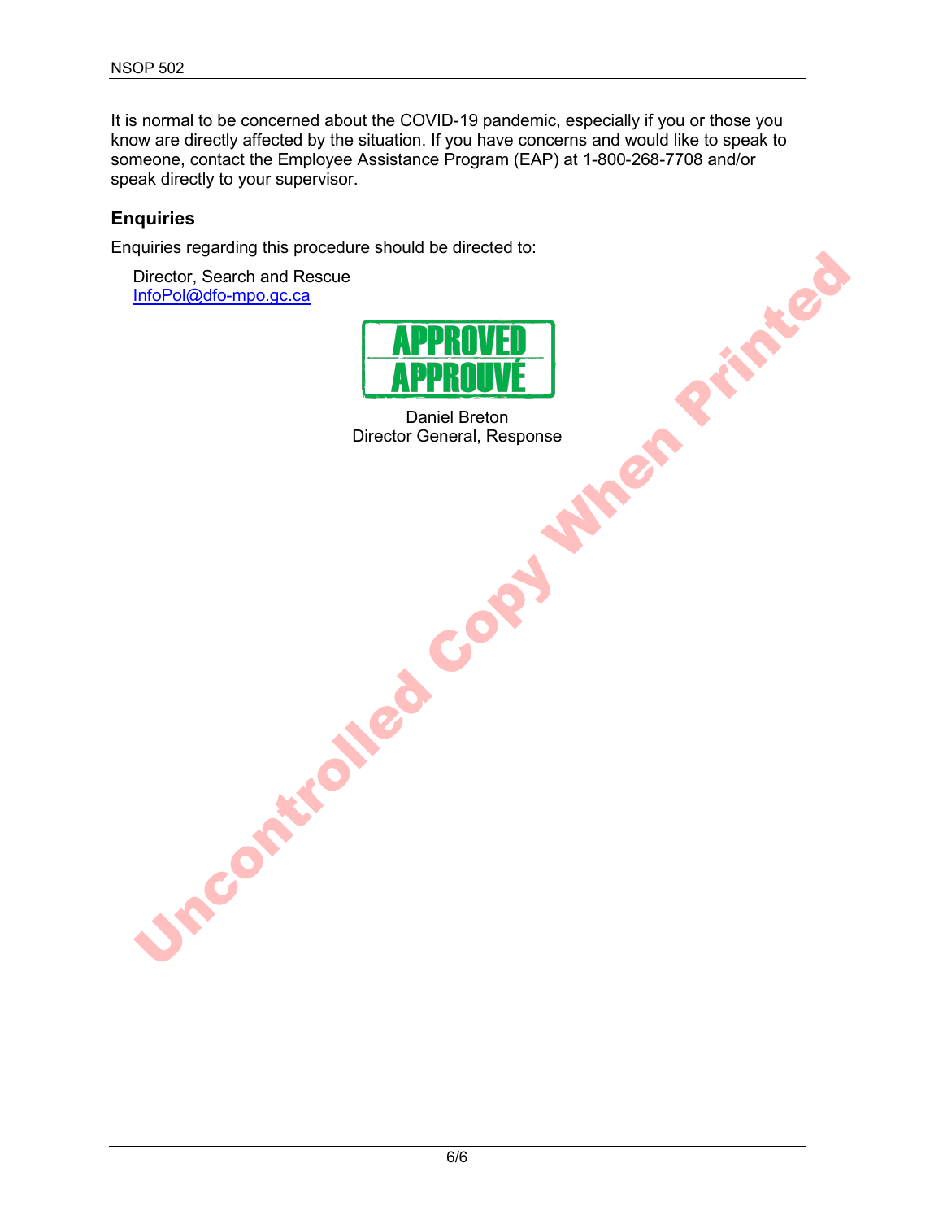It is normal to be concerned about the COVID-19 pandemic, especially if you or those you know are directly affected by the situation. If you have concerns and would like to speak to someone, contact the Employee Assistance Program (EAP) at 1-800-268-7708 and/or speak directly to your supervisor.

## Enquiries

Enquiries regarding this procedure should be directed to:

Director, Search and Rescue
InfoPol@dfo-mpo.gc.ca

APPROVED
APPROUVÉ

Daniel Breton
Director General, Response